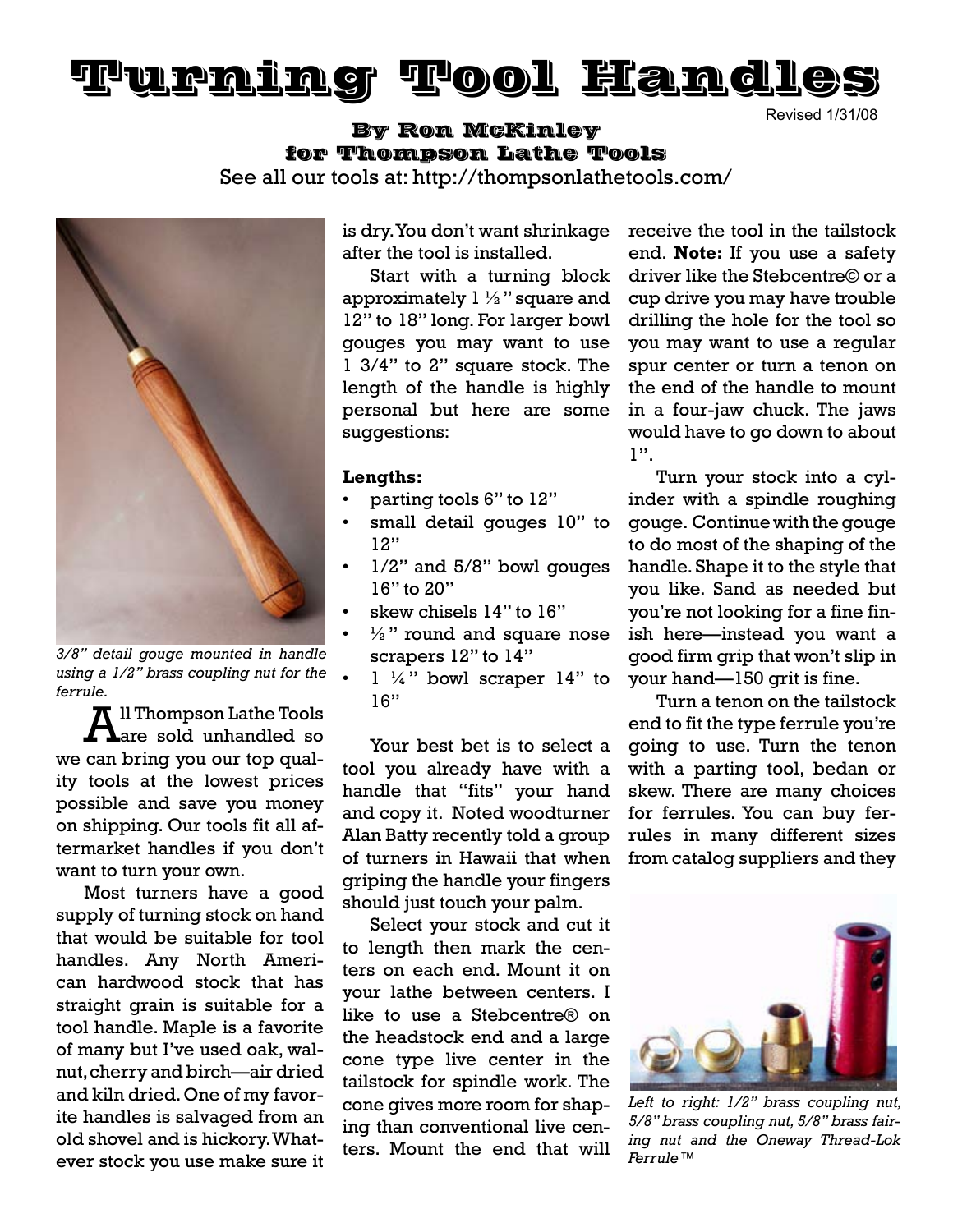# Turning Tool Handles

Revised 1/31/08

**By Ron McKinley**
**for Thompson Lathe Tools**

See all our tools at: http://thompsonlathetools.com/

*3/8" detail gouge mounted in handle using a 1/2" brass coupling nut for the ferrule.*

All Thompson Lathe Tools are sold unhandled so we can bring you our top quality tools at the lowest prices possible and save you money on shipping. Our tools fit all aftermarket handles if you don't want to turn your own.

Most turners have a good supply of turning stock on hand that would be suitable for tool handles. Any North American hardwood stock that has straight grain is suitable for a tool handle. Maple is a favorite of many but I've used oak, walnut, cherry and birch—air dried and kiln dried. One of my favorite handles is salvaged from an old shovel and is hickory. Whatever stock you use make sure it is dry. You don't want shrinkage after the tool is installed.

Start with a turning block approximately 1 ½" square and 12" to 18" long. For larger bowl gouges you may want to use 1 3/4" to 2" square stock. The length of the handle is highly personal but here are some suggestions:

**Lengths:**

- parting tools 6" to 12"
- small detail gouges 10" to 12"
- 1/2" and 5/8" bowl gouges 16" to 20"
- skew chisels 14" to 16"
- ½" round and square nose scrapers 12" to 14"
- 1 ¼" bowl scraper 14" to 16"

Your best bet is to select a tool you already have with a handle that "fits" your hand and copy it. Noted woodturner Alan Batty recently told a group of turners in Hawaii that when griping the handle your fingers should just touch your palm.

Select your stock and cut it to length then mark the centers on each end. Mount it on your lathe between centers. I like to use a Stebcentre® on the headstock end and a large cone type live center in the tailstock for spindle work. The cone gives more room for shaping than conventional live centers. Mount the end that will receive the tool in the tailstock end. **Note:** If you use a safety driver like the Stebcentre© or a cup drive you may have trouble drilling the hole for the tool so you may want to use a regular spur center or turn a tenon on the end of the handle to mount in a four-jaw chuck. The jaws would have to go down to about 1".

Turn your stock into a cylinder with a spindle roughing gouge. Continue with the gouge to do most of the shaping of the handle. Shape it to the style that you like. Sand as needed but you're not looking for a fine finish here—instead you want a good firm grip that won't slip in your hand—150 grit is fine.

Turn a tenon on the tailstock end to fit the type ferrule you're going to use. Turn the tenon with a parting tool, bedan or skew. There are many choices for ferrules. You can buy ferrules in many different sizes from catalog suppliers and they

*Left to right: 1/2" brass coupling nut, 5/8" brass coupling nut, 5/8" brass fairing nut and the Oneway Thread-Lok Ferrule™*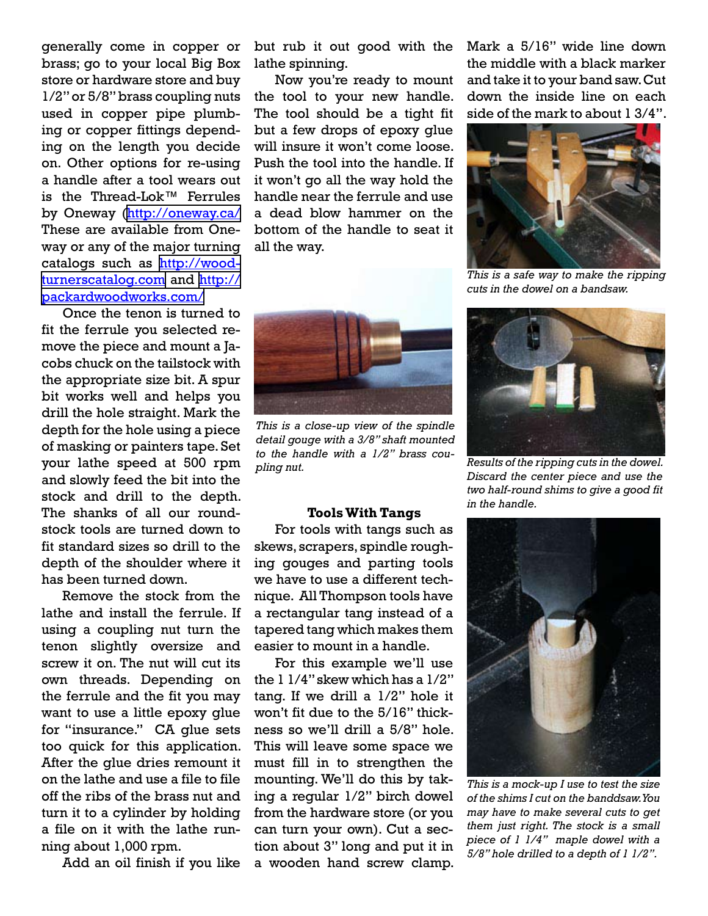generally come in copper or brass; go to your local Big Box store or hardware store and buy 1/2" or 5/8" brass coupling nuts used in copper pipe plumbing or copper fittings depending on the length you decide on. Other options for re-using a handle after a tool wears out is the Thread-Lok™ Ferrules by Oneway (http://oneway.ca/ These are available from Oneway or any of the major turning catalogs such as http://woodturnerscatalog.com and http://packardwoodworks.com/

Once the tenon is turned to fit the ferrule you selected remove the piece and mount a Jacobs chuck on the tailstock with the appropriate size bit. A spur bit works well and helps you drill the hole straight. Mark the depth for the hole using a piece of masking or painters tape. Set your lathe speed at 500 rpm and slowly feed the bit into the stock and drill to the depth. The shanks of all our round-stock tools are turned down to fit standard sizes so drill to the depth of the shoulder where it has been turned down.

Remove the stock from the lathe and install the ferrule. If using a coupling nut turn the tenon slightly oversize and screw it on. The nut will cut its own threads. Depending on the ferrule and the fit you may want to use a little epoxy glue for "insurance." CA glue sets too quick for this application. After the glue dries remount it on the lathe and use a file to file off the ribs of the brass nut and turn it to a cylinder by holding a file on it with the lathe running about 1,000 rpm.

Add an oil finish if you like but rub it out good with the lathe spinning.

Now you're ready to mount the tool to your new handle. The tool should be a tight fit but a few drops of epoxy glue will insure it won't come loose. Push the tool into the handle. If it won't go all the way hold the handle near the ferrule and use a dead blow hammer on the bottom of the handle to seat it all the way.

*This is a close-up view of the spindle detail gouge with a 3/8" shaft mounted to the handle with a 1/2" brass coupling nut.*

**Tools With Tangs**

For tools with tangs such as skews, scrapers, spindle roughing gouges and parting tools we have to use a different technique. All Thompson tools have a rectangular tang instead of a tapered tang which makes them easier to mount in a handle.

For this example we'll use the 1 1/4" skew which has a 1/2" tang. If we drill a 1/2" hole it won't fit due to the 5/16" thickness so we'll drill a 5/8" hole. This will leave some space we must fill in to strengthen the mounting. We'll do this by taking a regular 1/2" birch dowel from the hardware store (or you can turn your own). Cut a section about 3" long and put it in a wooden hand screw clamp. Mark a 5/16" wide line down the middle with a black marker and take it to your band saw. Cut down the inside line on each side of the mark to about 1 3/4".

*This is a safe way to make the ripping cuts in the dowel on a bandsaw.*

*Results of the ripping cuts in the dowel. Discard the center piece and use the two half-round shims to give a good fit in the handle.*

*This is a mock-up I use to test the size of the shims I cut on the banddsaw. You may have to make several cuts to get them just right. The stock is a small piece of 1 1/4" maple dowel with a 5/8" hole drilled to a depth of 1 1/2".*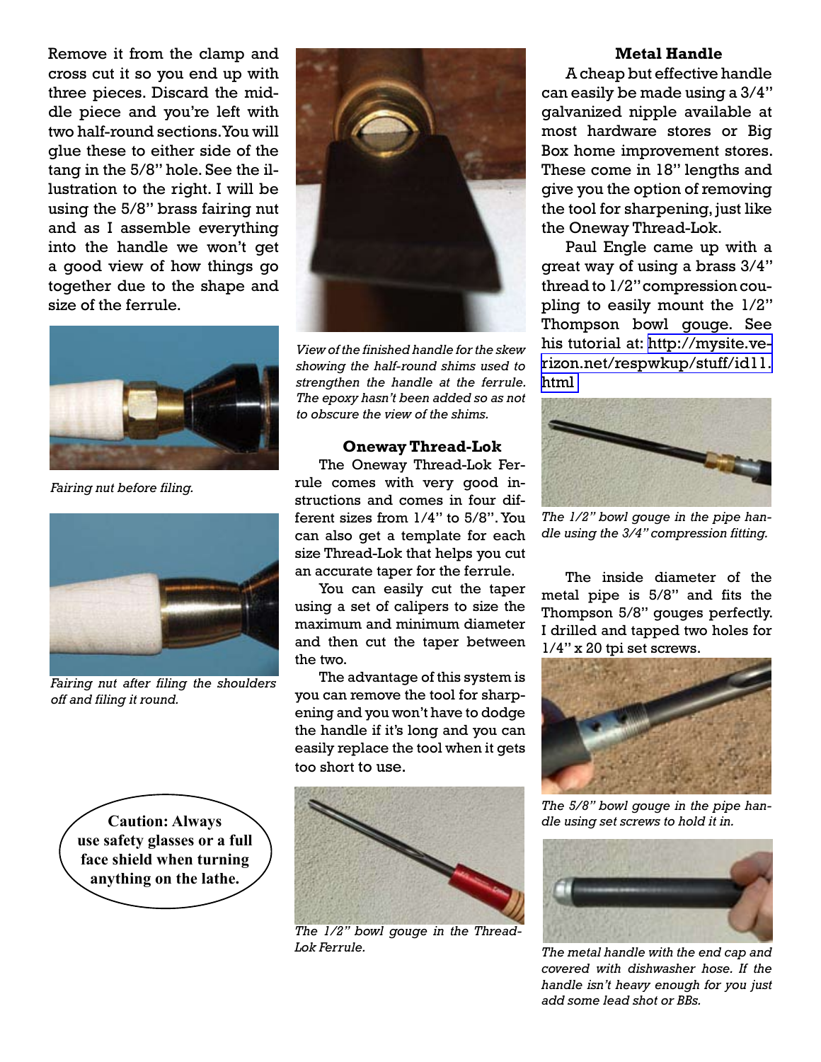Remove it from the clamp and cross cut it so you end up with three pieces. Discard the middle piece and you're left with two half-round sections. You will glue these to either side of the tang in the 5/8" hole. See the illustration to the right. I will be using the 5/8" brass fairing nut and as I assemble everything into the handle we won't get a good view of how things go together due to the shape and size of the ferrule.

*Fairing nut before filing.*

*Fairing nut after filing the shoulders off and filing it round.*

**Caution: Always use safety glasses or a full face shield when turning anything on the lathe.**

*View of the finished handle for the skew showing the half-round shims used to strengthen the handle at the ferrule. The epoxy hasn't been added so as not to obscure the view of the shims.*

### Oneway Thread-Lok

The Oneway Thread-Lok Ferrule comes with very good instructions and comes in four different sizes from 1/4" to 5/8". You can also get a template for each size Thread-Lok that helps you cut an accurate taper for the ferrule.

You can easily cut the taper using a set of calipers to size the maximum and minimum diameter and then cut the taper between the two.

The advantage of this system is you can remove the tool for sharpening and you won't have to dodge the handle if it's long and you can easily replace the tool when it gets too short to use.

*The 1/2" bowl gouge in the Thread-Lok Ferrule.*

### Metal Handle

A cheap but effective handle can easily be made using a 3/4" galvanized nipple available at most hardware stores or Big Box home improvement stores. These come in 18" lengths and give you the option of removing the tool for sharpening, just like the Oneway Thread-Lok.

Paul Engle came up with a great way of using a brass 3/4" thread to 1/2" compression coupling to easily mount the 1/2" Thompson bowl gouge. See his tutorial at: http://mysite.verizon.net/respwkup/stuff/id11.html

*The 1/2" bowl gouge in the pipe handle using the 3/4" compression fitting.*

The inside diameter of the metal pipe is 5/8" and fits the Thompson 5/8" gouges perfectly. I drilled and tapped two holes for 1/4" x 20 tpi set screws.

*The 5/8" bowl gouge in the pipe handle using set screws to hold it in.*

*The metal handle with the end cap and covered with dishwasher hose. If the handle isn't heavy enough for you just add some lead shot or BBs.*